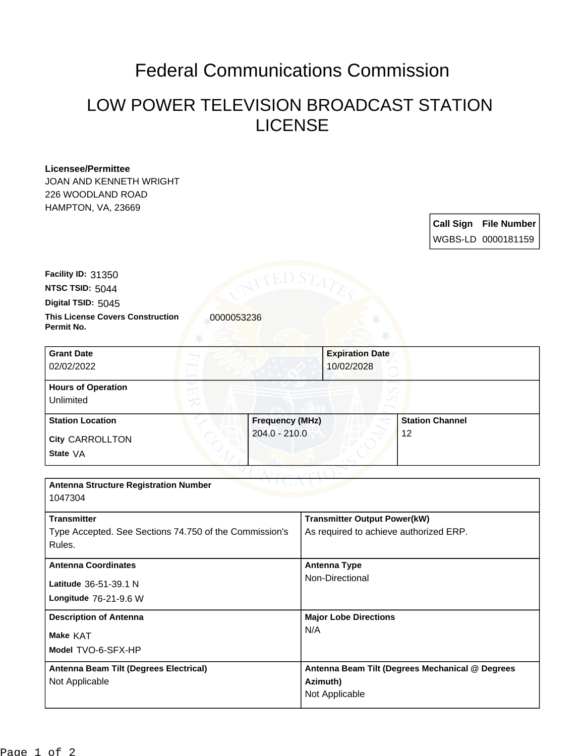# Federal Communications Commission

## LOW POWER TELEVISION BROADCAST STATION LICENSE

**Licensee/Permittee**
JOAN AND KENNETH WRIGHT
226 WOODLAND ROAD
HAMPTON, VA, 23669

| Call Sign | File Number |
|---|---|
| WGBS-LD | 0000181159 |

**Facility ID:** 31350
**NTSC TSID:** 5044
**Digital TSID:** 5045
**This License Covers Construction Permit No.** 0000053236

| Grant Date | Expiration Date |
|---|---|
| 02/02/2022 | 10/02/2028 |

**Hours of Operation**
Unlimited

| Station Location | Frequency (MHz) | Station Channel |
|---|---|---|
| City CARROLLTON<br>State VA | 204.0 - 210.0 | 12 |

**Antenna Structure Registration Number**
1047304

| Transmitter | Transmitter Output Power(kW) |
|---|---|
| Type Accepted. See Sections 74.750 of the Commission's Rules. | As required to achieve authorized ERP. |

| Antenna Coordinates | Antenna Type |
|---|---|
| Latitude 36-51-39.1 N<br>Longitude 76-21-9.6 W | Non-Directional |

| Description of Antenna | Major Lobe Directions |
|---|---|
| Make KAT<br>Model TVO-6-SFX-HP | N/A |

| Antenna Beam Tilt (Degrees Electrical) | Antenna Beam Tilt (Degrees Mechanical @ Degrees Azimuth) |
|---|---|
| Not Applicable | Not Applicable |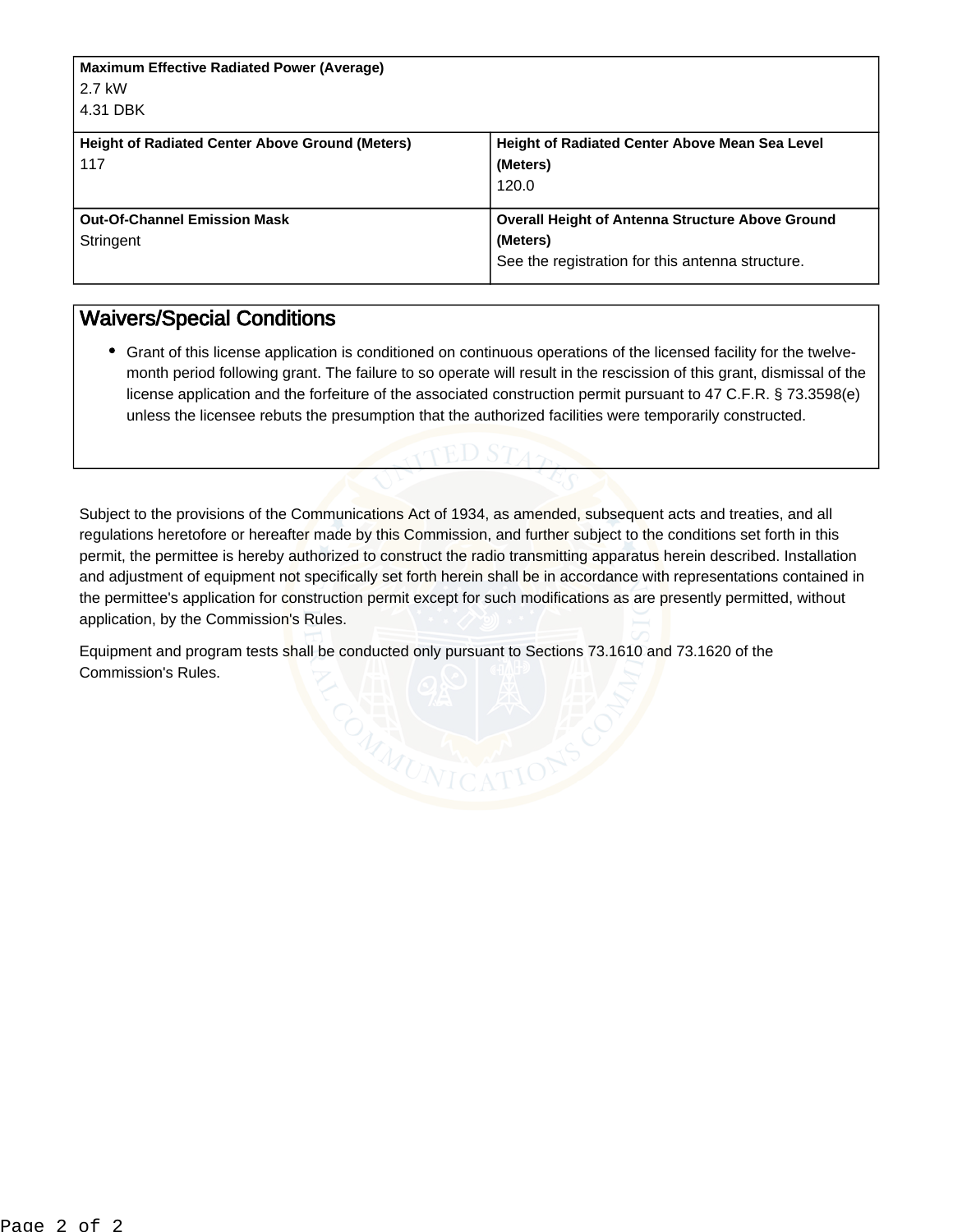| | |
|---|---|
| **Maximum Effective Radiated Power (Average)**<br>2.7 kW<br>4.31 DBK | |
| **Height of Radiated Center Above Ground (Meters)**<br>117 | **Height of Radiated Center Above Mean Sea Level (Meters)**<br>120.0 |
| **Out-Of-Channel Emission Mask**<br>Stringent | **Overall Height of Antenna Structure Above Ground (Meters)**<br>See the registration for this antenna structure. |

## Waivers/Special Conditions

- Grant of this license application is conditioned on continuous operations of the licensed facility for the twelve-month period following grant. The failure to so operate will result in the rescission of this grant, dismissal of the license application and the forfeiture of the associated construction permit pursuant to 47 C.F.R. § 73.3598(e) unless the licensee rebuts the presumption that the authorized facilities were temporarily constructed.

Subject to the provisions of the Communications Act of 1934, as amended, subsequent acts and treaties, and all regulations heretofore or hereafter made by this Commission, and further subject to the conditions set forth in this permit, the permittee is hereby authorized to construct the radio transmitting apparatus herein described. Installation and adjustment of equipment not specifically set forth herein shall be in accordance with representations contained in the permittee's application for construction permit except for such modifications as are presently permitted, without application, by the Commission's Rules.

Equipment and program tests shall be conducted only pursuant to Sections 73.1610 and 73.1620 of the Commission's Rules.